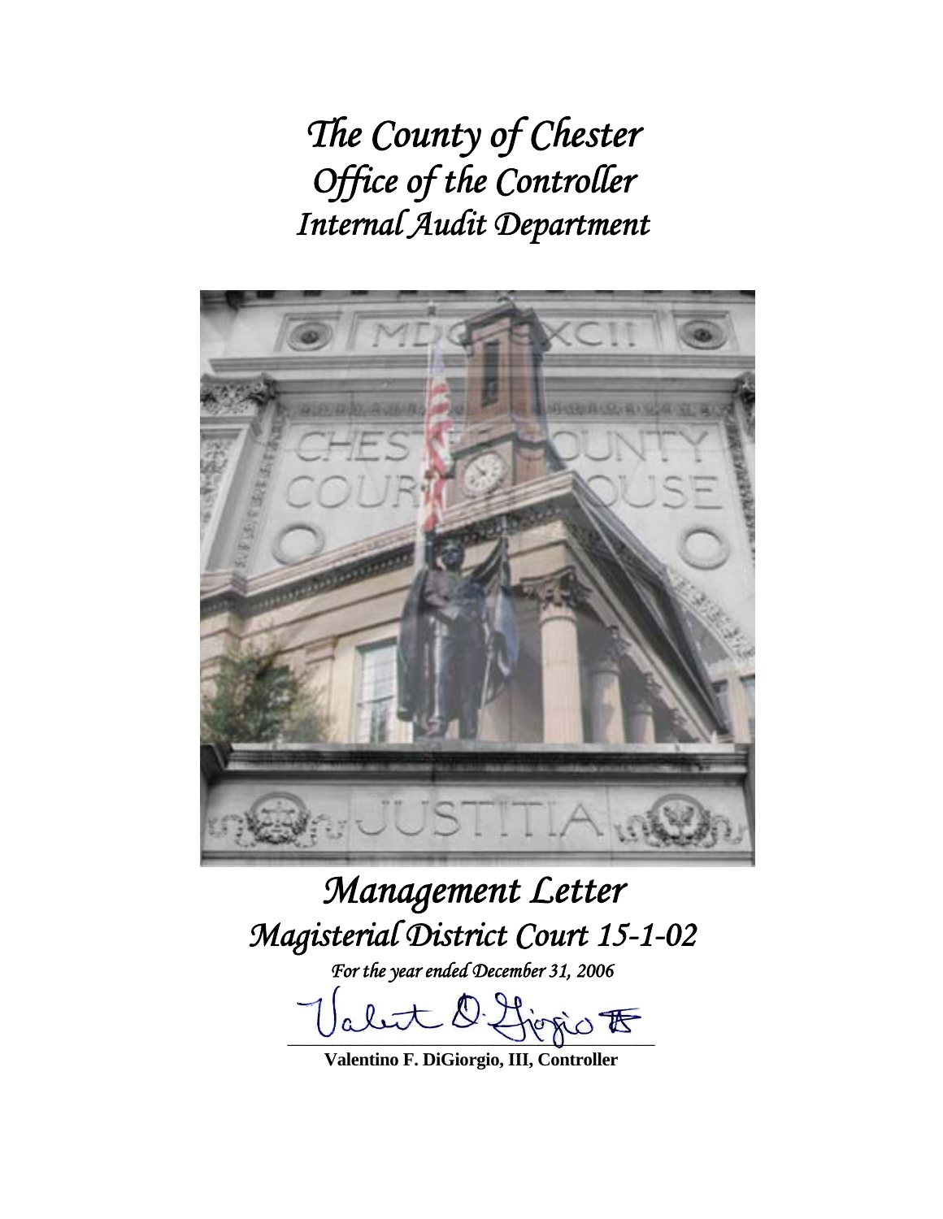# *The County of Chester*
# *Office of the Controller*
# *Internal Audit Department*

# *Management Letter*
# *Magisterial District Court 15-1-02*

*For the year ended December 31, 2006*

**Valentino F. DiGiorgio, III, Controller**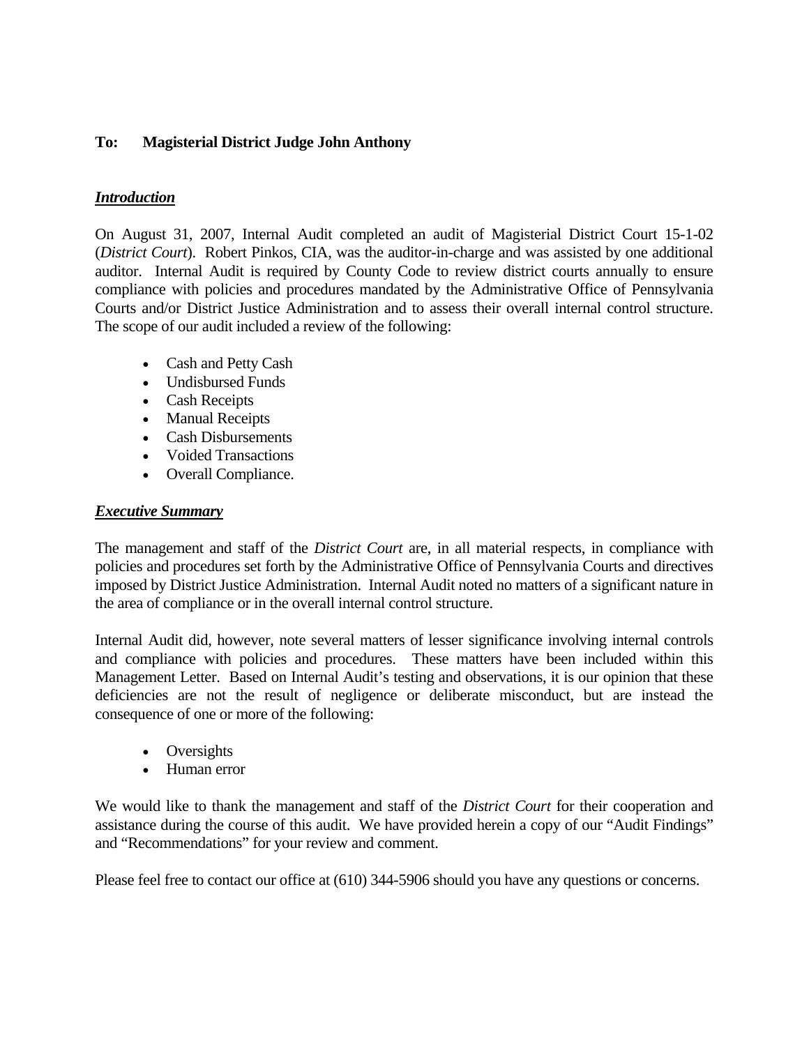**To: Magisterial District Judge John Anthony**

***Introduction***

On August 31, 2007, Internal Audit completed an audit of Magisterial District Court 15-1-02 (*District Court*). Robert Pinkos, CIA, was the auditor-in-charge and was assisted by one additional auditor. Internal Audit is required by County Code to review district courts annually to ensure compliance with policies and procedures mandated by the Administrative Office of Pennsylvania Courts and/or District Justice Administration and to assess their overall internal control structure. The scope of our audit included a review of the following:

- Cash and Petty Cash
- Undisbursed Funds
- Cash Receipts
- Manual Receipts
- Cash Disbursements
- Voided Transactions
- Overall Compliance.

***Executive Summary***

The management and staff of the *District Court* are, in all material respects, in compliance with policies and procedures set forth by the Administrative Office of Pennsylvania Courts and directives imposed by District Justice Administration. Internal Audit noted no matters of a significant nature in the area of compliance or in the overall internal control structure.

Internal Audit did, however, note several matters of lesser significance involving internal controls and compliance with policies and procedures. These matters have been included within this Management Letter. Based on Internal Audit's testing and observations, it is our opinion that these deficiencies are not the result of negligence or deliberate misconduct, but are instead the consequence of one or more of the following:

- Oversights
- Human error

We would like to thank the management and staff of the *District Court* for their cooperation and assistance during the course of this audit. We have provided herein a copy of our "Audit Findings" and "Recommendations" for your review and comment.

Please feel free to contact our office at (610) 344-5906 should you have any questions or concerns.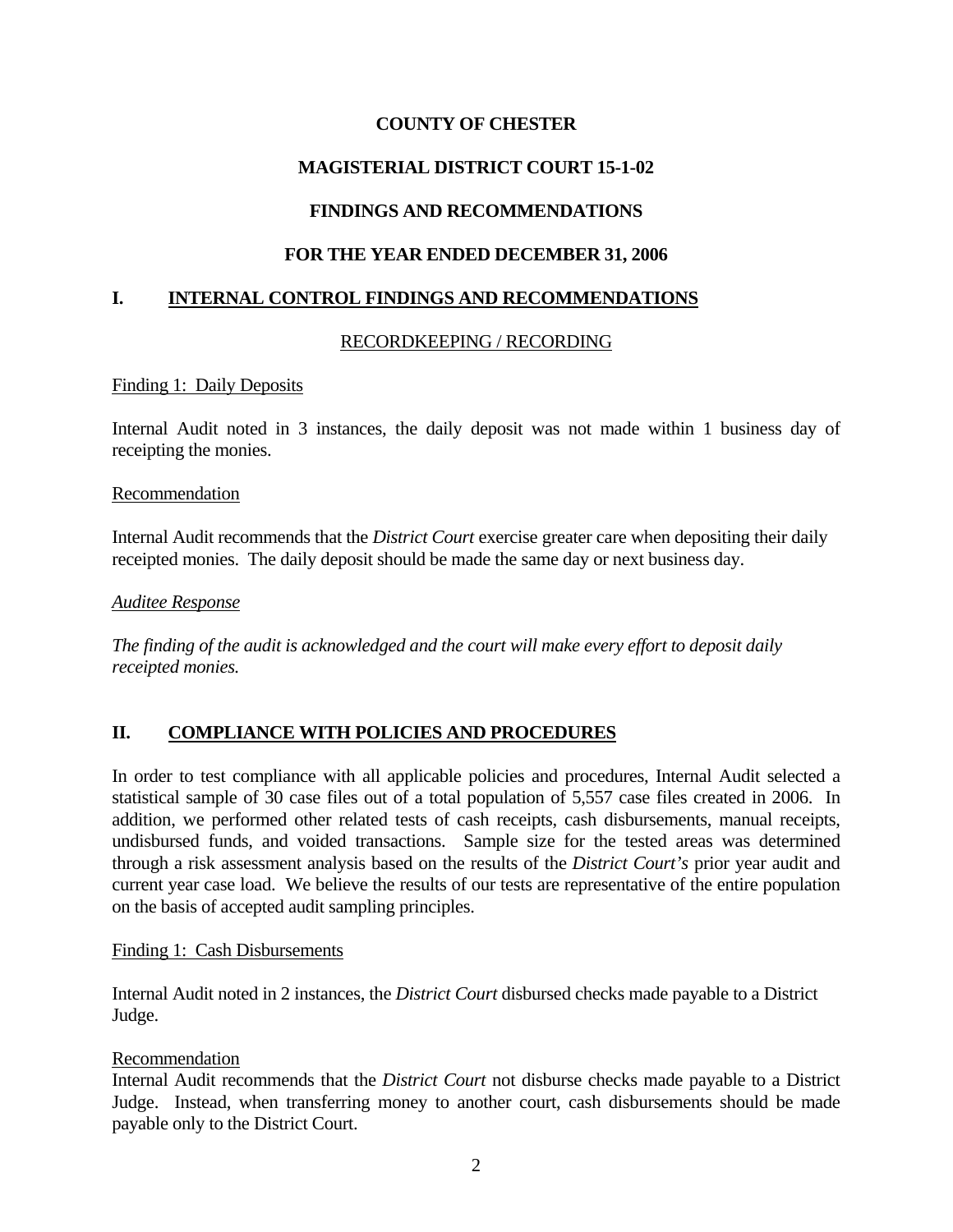# COUNTY OF CHESTER

# MAGISTERIAL DISTRICT COURT 15-1-02

# FINDINGS AND RECOMMENDATIONS

# FOR THE YEAR ENDED DECEMBER 31, 2006

## I. INTERNAL CONTROL FINDINGS AND RECOMMENDATIONS

### RECORDKEEPING / RECORDING

Finding 1: Daily Deposits

Internal Audit noted in 3 instances, the daily deposit was not made within 1 business day of receipting the monies.

Recommendation

Internal Audit recommends that the *District Court* exercise greater care when depositing their daily receipted monies. The daily deposit should be made the same day or next business day.

*Auditee Response*

*The finding of the audit is acknowledged and the court will make every effort to deposit daily receipted monies.*

## II. COMPLIANCE WITH POLICIES AND PROCEDURES

In order to test compliance with all applicable policies and procedures, Internal Audit selected a statistical sample of 30 case files out of a total population of 5,557 case files created in 2006. In addition, we performed other related tests of cash receipts, cash disbursements, manual receipts, undisbursed funds, and voided transactions. Sample size for the tested areas was determined through a risk assessment analysis based on the results of the *District Court's* prior year audit and current year case load. We believe the results of our tests are representative of the entire population on the basis of accepted audit sampling principles.

Finding 1: Cash Disbursements

Internal Audit noted in 2 instances, the *District Court* disbursed checks made payable to a District Judge.

Recommendation

Internal Audit recommends that the *District Court* not disburse checks made payable to a District Judge. Instead, when transferring money to another court, cash disbursements should be made payable only to the District Court.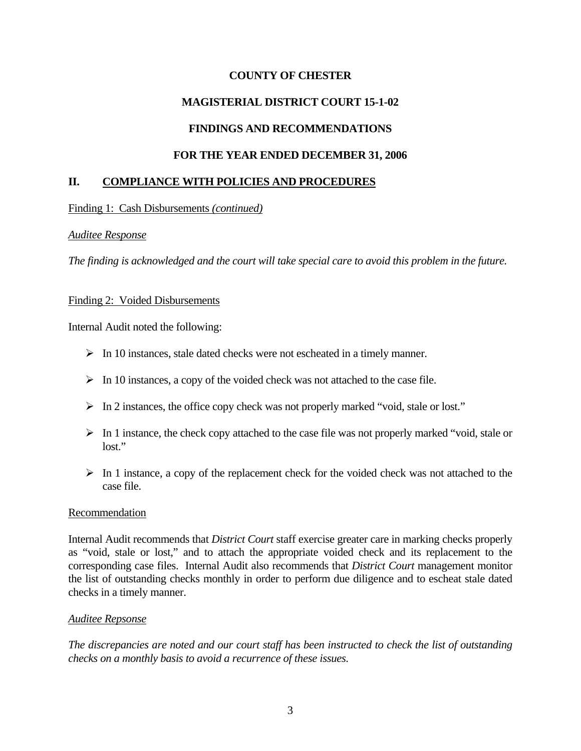**COUNTY OF CHESTER**

**MAGISTERIAL DISTRICT COURT 15-1-02**

**FINDINGS AND RECOMMENDATIONS**

**FOR THE YEAR ENDED DECEMBER 31, 2006**

## II. COMPLIANCE WITH POLICIES AND PROCEDURES

Finding 1: Cash Disbursements *(continued)*

*Auditee Response*

*The finding is acknowledged and the court will take special care to avoid this problem in the future.*

Finding 2: Voided Disbursements

Internal Audit noted the following:

- In 10 instances, stale dated checks were not escheated in a timely manner.
- In 10 instances, a copy of the voided check was not attached to the case file.
- In 2 instances, the office copy check was not properly marked "void, stale or lost."
- In 1 instance, the check copy attached to the case file was not properly marked "void, stale or lost."
- In 1 instance, a copy of the replacement check for the voided check was not attached to the case file.

Recommendation

Internal Audit recommends that *District Court* staff exercise greater care in marking checks properly as "void, stale or lost," and to attach the appropriate voided check and its replacement to the corresponding case files. Internal Audit also recommends that *District Court* management monitor the list of outstanding checks monthly in order to perform due diligence and to escheat stale dated checks in a timely manner.

*Auditee Repsonse*

*The discrepancies are noted and our court staff has been instructed to check the list of outstanding checks on a monthly basis to avoid a recurrence of these issues.*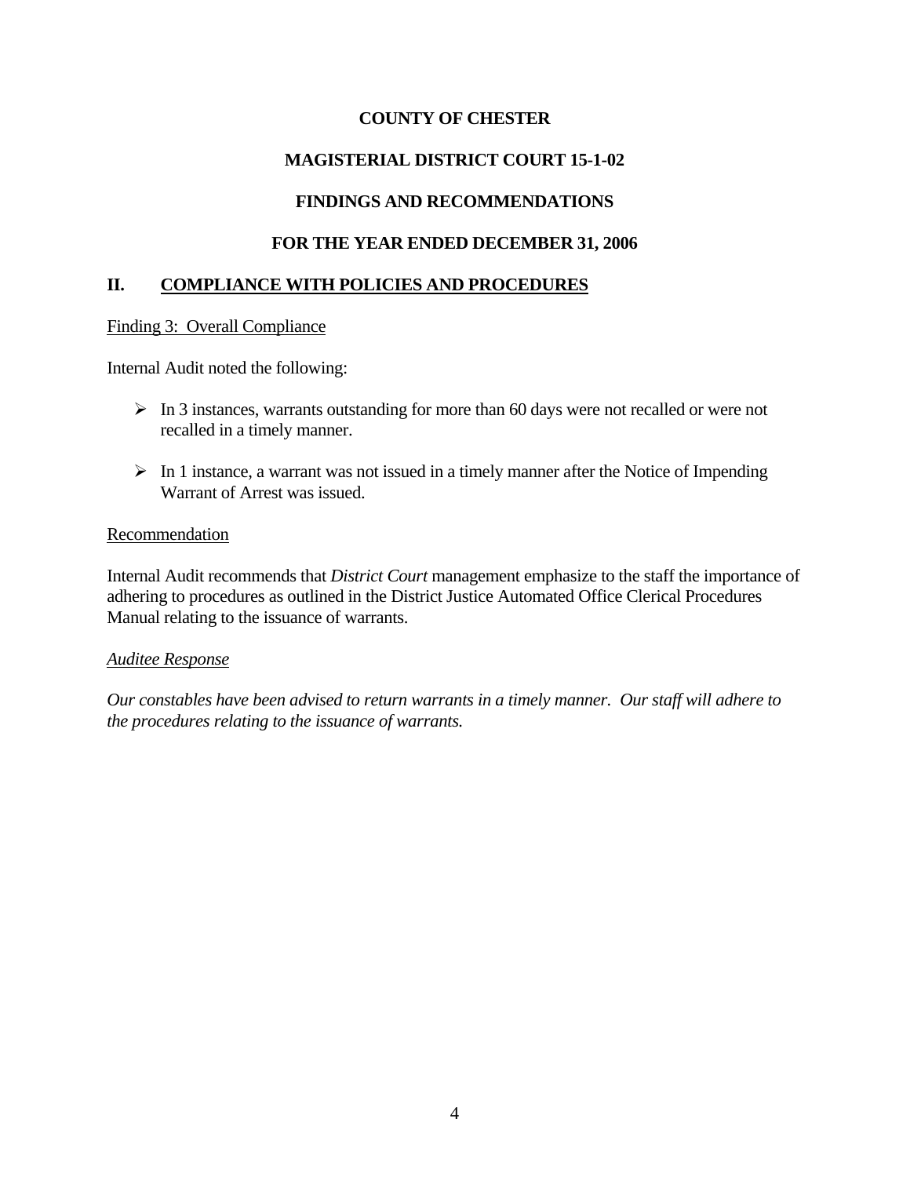**COUNTY OF CHESTER**

**MAGISTERIAL DISTRICT COURT 15-1-02**

**FINDINGS AND RECOMMENDATIONS**

**FOR THE YEAR ENDED DECEMBER 31, 2006**

## II. COMPLIANCE WITH POLICIES AND PROCEDURES

Finding 3: Overall Compliance

Internal Audit noted the following:

- In 3 instances, warrants outstanding for more than 60 days were not recalled or were not recalled in a timely manner.
- In 1 instance, a warrant was not issued in a timely manner after the Notice of Impending Warrant of Arrest was issued.

Recommendation

Internal Audit recommends that *District Court* management emphasize to the staff the importance of adhering to procedures as outlined in the District Justice Automated Office Clerical Procedures Manual relating to the issuance of warrants.

*Auditee Response*

*Our constables have been advised to return warrants in a timely manner. Our staff will adhere to the procedures relating to the issuance of warrants.*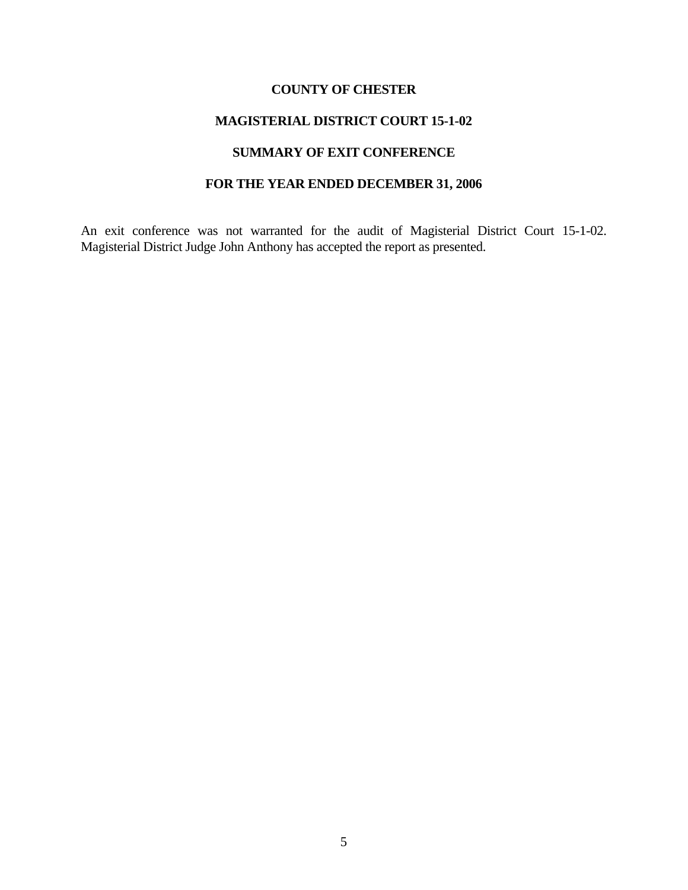# COUNTY OF CHESTER

## MAGISTERIAL DISTRICT COURT 15-1-02

## SUMMARY OF EXIT CONFERENCE

## FOR THE YEAR ENDED DECEMBER 31, 2006

An exit conference was not warranted for the audit of Magisterial District Court 15-1-02. Magisterial District Judge John Anthony has accepted the report as presented.